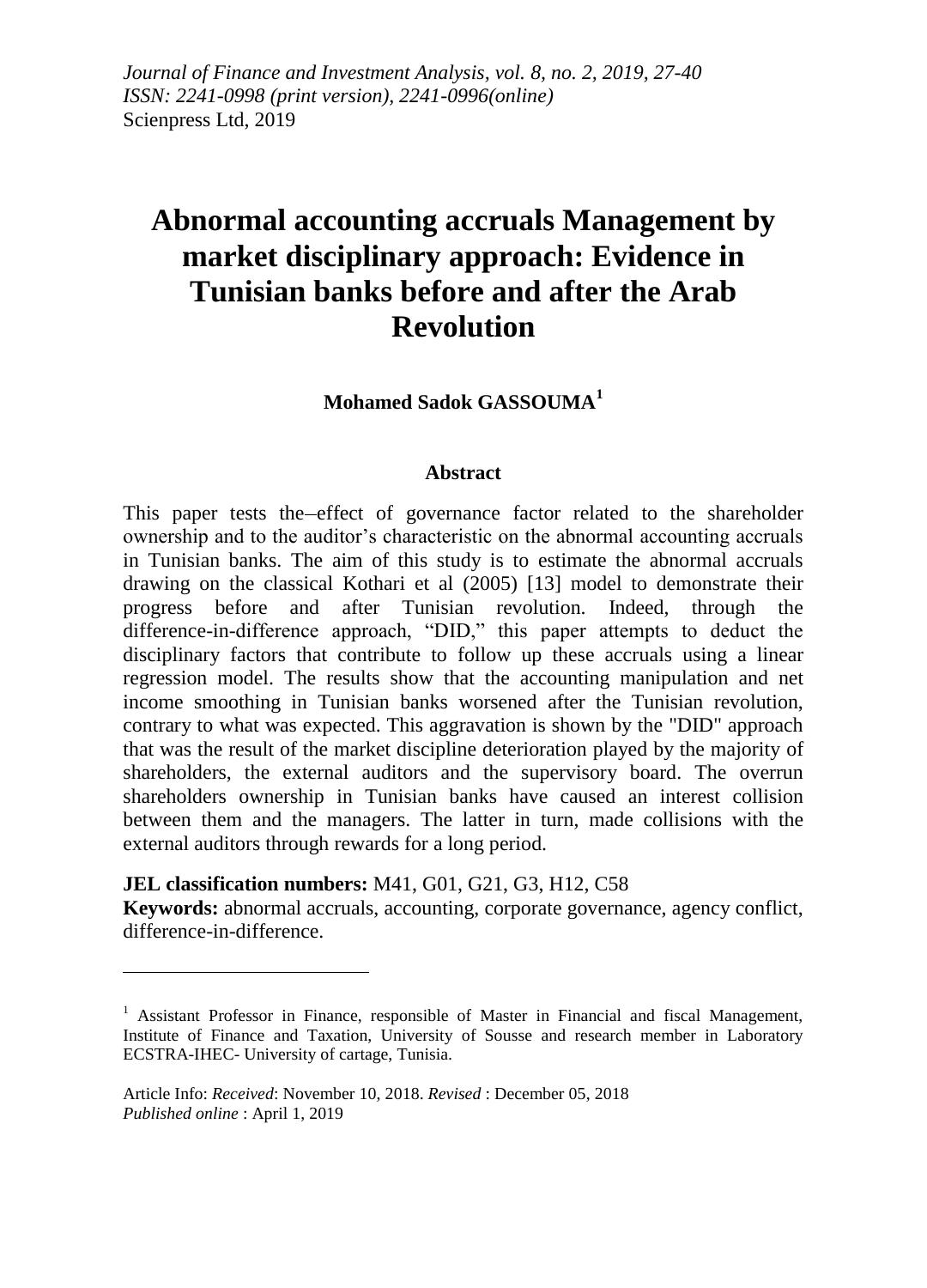*Journal of Finance and Investment Analysis, vol. 8, no. 2, 2019, 27-40*
*ISSN: 2241-0998 (print version), 2241-0996(online)*
Scienpress Ltd, 2019

# Abnormal accounting accruals Management by market disciplinary approach: Evidence in Tunisian banks before and after the Arab Revolution

**Mohamed Sadok GASSOUMA[1]**

## Abstract

This paper tests the–effect of governance factor related to the shareholder ownership and to the auditor's characteristic on the abnormal accounting accruals in Tunisian banks. The aim of this study is to estimate the abnormal accruals drawing on the classical Kothari et al (2005) [13] model to demonstrate their progress before and after Tunisian revolution. Indeed, through the difference-in-difference approach, "DID," this paper attempts to deduct the disciplinary factors that contribute to follow up these accruals using a linear regression model. The results show that the accounting manipulation and net income smoothing in Tunisian banks worsened after the Tunisian revolution, contrary to what was expected. This aggravation is shown by the "DID" approach that was the result of the market discipline deterioration played by the majority of shareholders, the external auditors and the supervisory board. The overrun shareholders ownership in Tunisian banks have caused an interest collision between them and the managers. The latter in turn, made collisions with the external auditors through rewards for a long period.

**JEL classification numbers:** M41, G01, G21, G3, H12, C58
**Keywords:** abnormal accruals, accounting, corporate governance, agency conflict, difference-in-difference.

---

[1] Assistant Professor in Finance, responsible of Master in Financial and fiscal Management, Institute of Finance and Taxation, University of Sousse and research member in Laboratory ECSTRA-IHEC- University of cartage, Tunisia.

Article Info: *Received*: November 10, 2018. *Revised* : December 05, 2018
*Published online* : April 1, 2019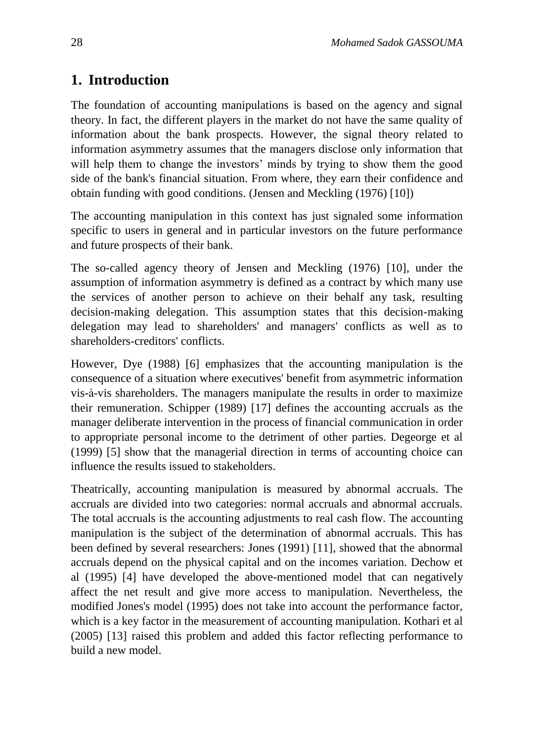## 1. Introduction

The foundation of accounting manipulations is based on the agency and signal theory. In fact, the different players in the market do not have the same quality of information about the bank prospects. However, the signal theory related to information asymmetry assumes that the managers disclose only information that will help them to change the investors' minds by trying to show them the good side of the bank's financial situation. From where, they earn their confidence and obtain funding with good conditions. (Jensen and Meckling (1976) [10])

The accounting manipulation in this context has just signaled some information specific to users in general and in particular investors on the future performance and future prospects of their bank.

The so-called agency theory of Jensen and Meckling (1976) [10], under the assumption of information asymmetry is defined as a contract by which many use the services of another person to achieve on their behalf any task, resulting decision-making delegation. This assumption states that this decision-making delegation may lead to shareholders' and managers' conflicts as well as to shareholders-creditors' conflicts.

However, Dye (1988) [6] emphasizes that the accounting manipulation is the consequence of a situation where executives' benefit from asymmetric information vis-à-vis shareholders. The managers manipulate the results in order to maximize their remuneration. Schipper (1989) [17] defines the accounting accruals as the manager deliberate intervention in the process of financial communication in order to appropriate personal income to the detriment of other parties. Degeorge et al (1999) [5] show that the managerial direction in terms of accounting choice can influence the results issued to stakeholders.

Theatrically, accounting manipulation is measured by abnormal accruals. The accruals are divided into two categories: normal accruals and abnormal accruals. The total accruals is the accounting adjustments to real cash flow. The accounting manipulation is the subject of the determination of abnormal accruals. This has been defined by several researchers: Jones (1991) [11], showed that the abnormal accruals depend on the physical capital and on the incomes variation. Dechow et al (1995) [4] have developed the above-mentioned model that can negatively affect the net result and give more access to manipulation. Nevertheless, the modified Jones's model (1995) does not take into account the performance factor, which is a key factor in the measurement of accounting manipulation. Kothari et al (2005) [13] raised this problem and added this factor reflecting performance to build a new model.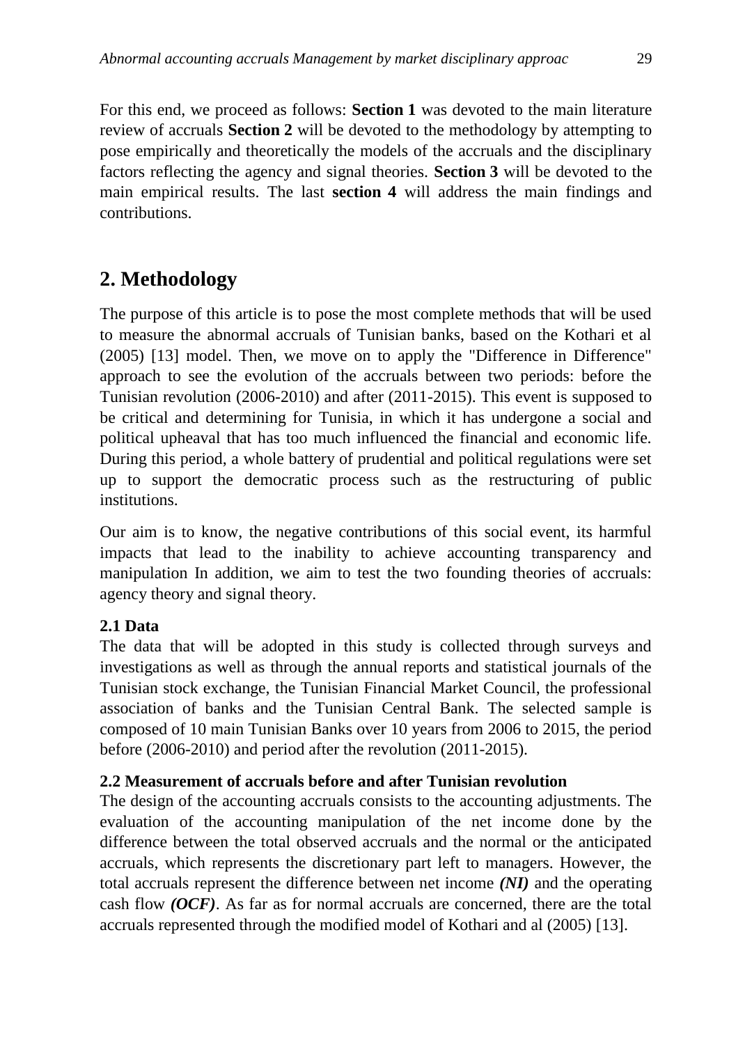For this end, we proceed as follows: **Section 1** was devoted to the main literature review of accruals **Section 2** will be devoted to the methodology by attempting to pose empirically and theoretically the models of the accruals and the disciplinary factors reflecting the agency and signal theories. **Section 3** will be devoted to the main empirical results. The last **section 4** will address the main findings and contributions.

## 2. Methodology

The purpose of this article is to pose the most complete methods that will be used to measure the abnormal accruals of Tunisian banks, based on the Kothari et al (2005) [13] model. Then, we move on to apply the "Difference in Difference" approach to see the evolution of the accruals between two periods: before the Tunisian revolution (2006-2010) and after (2011-2015). This event is supposed to be critical and determining for Tunisia, in which it has undergone a social and political upheaval that has too much influenced the financial and economic life. During this period, a whole battery of prudential and political regulations were set up to support the democratic process such as the restructuring of public institutions.

Our aim is to know, the negative contributions of this social event, its harmful impacts that lead to the inability to achieve accounting transparency and manipulation In addition, we aim to test the two founding theories of accruals: agency theory and signal theory.

### 2.1 Data

The data that will be adopted in this study is collected through surveys and investigations as well as through the annual reports and statistical journals of the Tunisian stock exchange, the Tunisian Financial Market Council, the professional association of banks and the Tunisian Central Bank. The selected sample is composed of 10 main Tunisian Banks over 10 years from 2006 to 2015, the period before (2006-2010) and period after the revolution (2011-2015).

### 2.2 Measurement of accruals before and after Tunisian revolution

The design of the accounting accruals consists to the accounting adjustments. The evaluation of the accounting manipulation of the net income done by the difference between the total observed accruals and the normal or the anticipated accruals, which represents the discretionary part left to managers. However, the total accruals represent the difference between net income ***(NI)*** and the operating cash flow ***(OCF)***. As far as for normal accruals are concerned, there are the total accruals represented through the modified model of Kothari and al (2005) [13].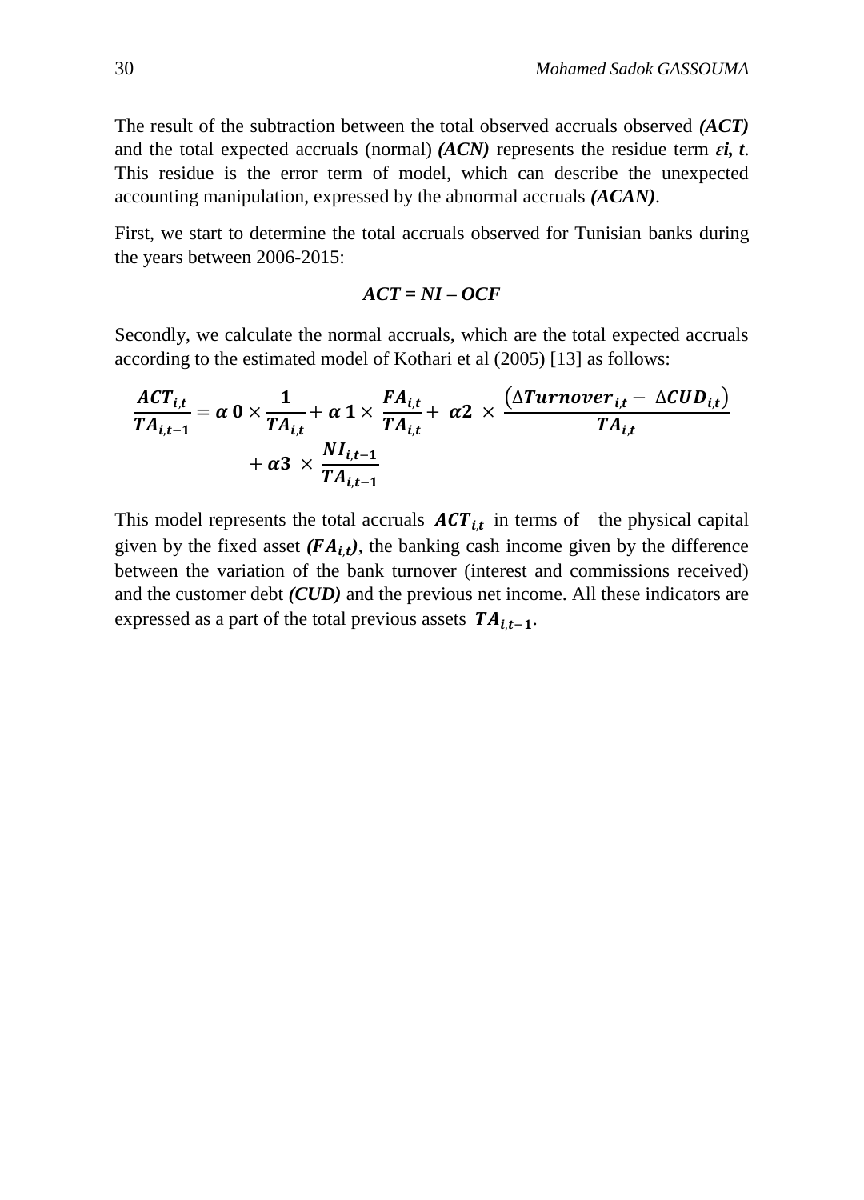The result of the subtraction between the total observed accruals observed ***(ACT)*** and the total expected accruals (normal) ***(ACN)*** represents the residue term $\boldsymbol{\varepsilon i, t}$. This residue is the error term of model, which can describe the unexpected accounting manipulation, expressed by the abnormal accruals ***(ACAN)***.

First, we start to determine the total accruals observed for Tunisian banks during the years between 2006-2015:

$$\boldsymbol{ACT = NI - OCF}$$

Secondly, we calculate the normal accruals, which are the total expected accruals according to the estimated model of Kothari et al (2005) [13] as follows:

$$\frac{\boldsymbol{ACT_{i,t}}}{\boldsymbol{TA_{i,t-1}}} = \boldsymbol{\alpha\, 0} \times \frac{\boldsymbol{1}}{\boldsymbol{TA_{i,t}}} + \boldsymbol{\alpha\, 1} \times \frac{\boldsymbol{FA_{i,t}}}{\boldsymbol{TA_{i,t}}} + \boldsymbol{\alpha 2} \times \frac{\left(\Delta \boldsymbol{Turnover_{i,t}} - \Delta \boldsymbol{CUD_{i,t}}\right)}{\boldsymbol{TA_{i,t}}} + \boldsymbol{\alpha 3} \times \frac{\boldsymbol{NI_{i,t-1}}}{\boldsymbol{TA_{i,t-1}}}$$

This model represents the total accruals $\boldsymbol{ACT_{i,t}}$ in terms of the physical capital given by the fixed asset ***($FA_{i,t}$)***, the banking cash income given by the difference between the variation of the bank turnover (interest and commissions received) and the customer debt ***(CUD)*** and the previous net income. All these indicators are expressed as a part of the total previous assets $\boldsymbol{TA_{i,t-1}}$.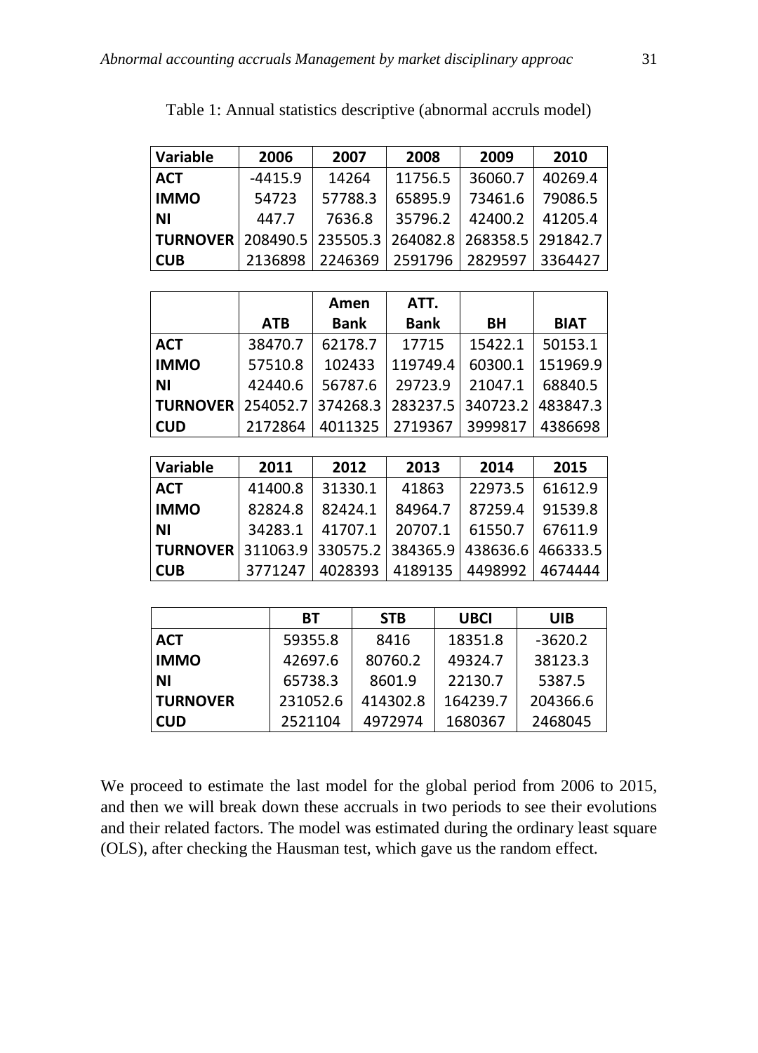Table 1: Annual statistics descriptive (abnormal accruls model)

| Variable | 2006 | 2007 | 2008 | 2009 | 2010 |
|---|---|---|---|---|---|
| **ACT** | -4415.9 | 14264 | 11756.5 | 36060.7 | 40269.4 |
| **IMMO** | 54723 | 57788.3 | 65895.9 | 73461.6 | 79086.5 |
| **NI** | 447.7 | 7636.8 | 35796.2 | 42400.2 | 41205.4 |
| **TURNOVER** | 208490.5 | 235505.3 | 264082.8 | 268358.5 | 291842.7 |
| **CUB** | 2136898 | 2246369 | 2591796 | 2829597 | 3364427 |

| | ATB | Amen Bank | ATT. Bank | BH | BIAT |
|---|---|---|---|---|---|
| **ACT** | 38470.7 | 62178.7 | 17715 | 15422.1 | 50153.1 |
| **IMMO** | 57510.8 | 102433 | 119749.4 | 60300.1 | 151969.9 |
| **NI** | 42440.6 | 56787.6 | 29723.9 | 21047.1 | 68840.5 |
| **TURNOVER** | 254052.7 | 374268.3 | 283237.5 | 340723.2 | 483847.3 |
| **CUD** | 2172864 | 4011325 | 2719367 | 3999817 | 4386698 |

| Variable | 2011 | 2012 | 2013 | 2014 | 2015 |
|---|---|---|---|---|---|
| **ACT** | 41400.8 | 31330.1 | 41863 | 22973.5 | 61612.9 |
| **IMMO** | 82824.8 | 82424.1 | 84964.7 | 87259.4 | 91539.8 |
| **NI** | 34283.1 | 41707.1 | 20707.1 | 61550.7 | 67611.9 |
| **TURNOVER** | 311063.9 | 330575.2 | 384365.9 | 438636.6 | 466333.5 |
| **CUB** | 3771247 | 4028393 | 4189135 | 4498992 | 4674444 |

| | BT | STB | UBCI | UIB |
|---|---|---|---|---|
| **ACT** | 59355.8 | 8416 | 18351.8 | -3620.2 |
| **IMMO** | 42697.6 | 80760.2 | 49324.7 | 38123.3 |
| **NI** | 65738.3 | 8601.9 | 22130.7 | 5387.5 |
| **TURNOVER** | 231052.6 | 414302.8 | 164239.7 | 204366.6 |
| **CUD** | 2521104 | 4972974 | 1680367 | 2468045 |

We proceed to estimate the last model for the global period from 2006 to 2015, and then we will break down these accruals in two periods to see their evolutions and their related factors. The model was estimated during the ordinary least square (OLS), after checking the Hausman test, which gave us the random effect.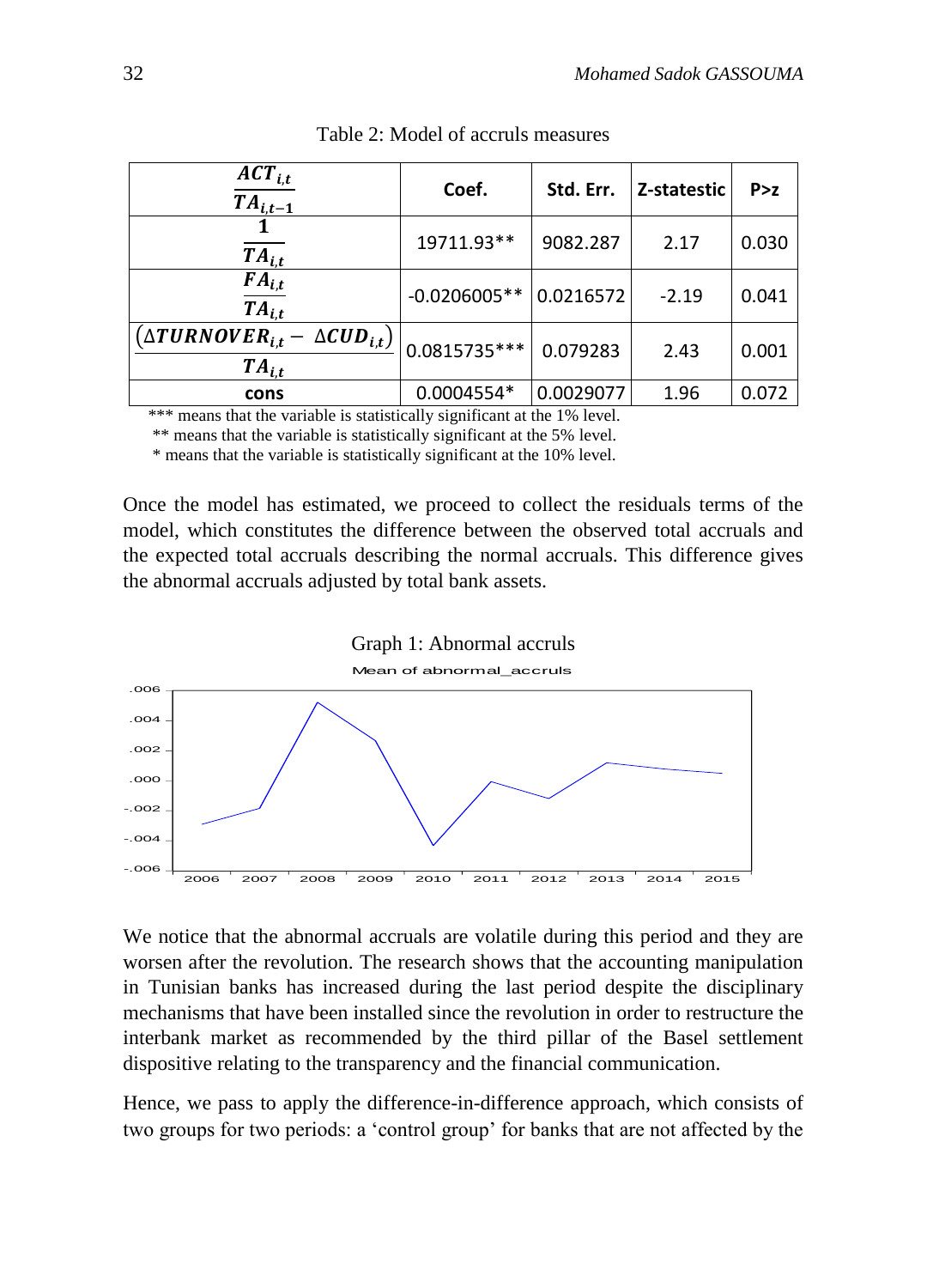Table 2: Model of accruls measures

| $\frac{ACT_{i,t}}{TA_{i,t-1}}$ | Coef. | Std. Err. | Z-statestic | P>z |
|---|---|---|---|---|
| $\frac{1}{TA_{i,t}}$ | 19711.93** | 9082.287 | 2.17 | 0.030 |
| $\frac{FA_{i,t}}{TA_{i,t}}$ | -0.0206005** | 0.0216572 | -2.19 | 0.041 |
| $\frac{(\Delta TURNOVER_{i,t} - \Delta CUD_{i,t})}{TA_{i,t}}$ | 0.0815735*** | 0.079283 | 2.43 | 0.001 |
| cons | 0.0004554* | 0.0029077 | 1.96 | 0.072 |

*** means that the variable is statistically significant at the 1% level.
** means that the variable is statistically significant at the 5% level.
* means that the variable is statistically significant at the 10% level.

Once the model has estimated, we proceed to collect the residuals terms of the model, which constitutes the difference between the observed total accruals and the expected total accruals describing the normal accruals. This difference gives the abnormal accruals adjusted by total bank assets.

Graph 1: Abnormal accruls

We notice that the abnormal accruals are volatile during this period and they are worsen after the revolution. The research shows that the accounting manipulation in Tunisian banks has increased during the last period despite the disciplinary mechanisms that have been installed since the revolution in order to restructure the interbank market as recommended by the third pillar of the Basel settlement dispositive relating to the transparency and the financial communication.

Hence, we pass to apply the difference-in-difference approach, which consists of two groups for two periods: a 'control group' for banks that are not affected by the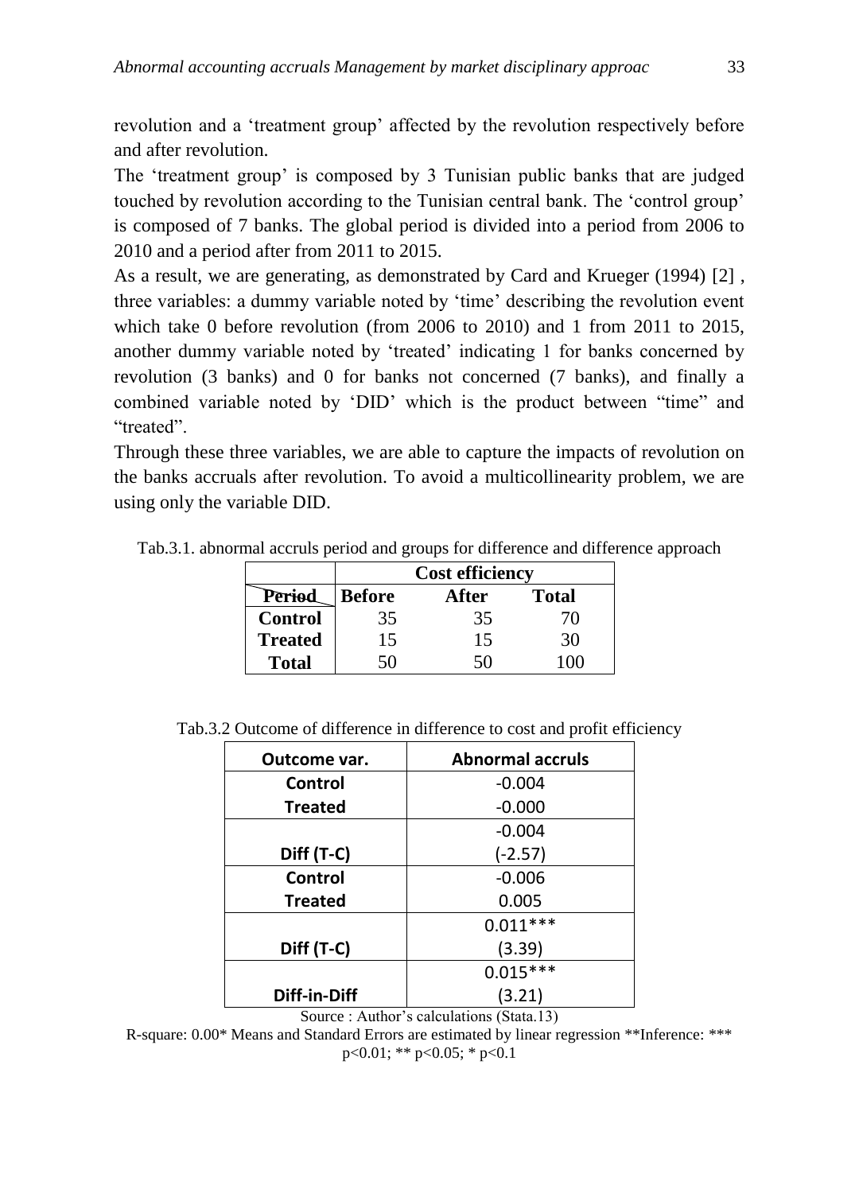revolution and a 'treatment group' affected by the revolution respectively before and after revolution.

The 'treatment group' is composed by 3 Tunisian public banks that are judged touched by revolution according to the Tunisian central bank. The 'control group' is composed of 7 banks. The global period is divided into a period from 2006 to 2010 and a period after from 2011 to 2015.

As a result, we are generating, as demonstrated by Card and Krueger (1994) [2] , three variables: a dummy variable noted by 'time' describing the revolution event which take 0 before revolution (from 2006 to 2010) and 1 from 2011 to 2015, another dummy variable noted by 'treated' indicating 1 for banks concerned by revolution (3 banks) and 0 for banks not concerned (7 banks), and finally a combined variable noted by 'DID' which is the product between "time" and "treated".

Through these three variables, we are able to capture the impacts of revolution on the banks accruals after revolution. To avoid a multicollinearity problem, we are using only the variable DID.

Tab.3.1. abnormal accruls period and groups for difference and difference approach

| | **Cost efficiency** | | |
|---|---|---|---|
| **Period** | **Before** | **After** | **Total** |
| **Control** | 35 | 35 | 70 |
| **Treated** | 15 | 15 | 30 |
| **Total** | 50 | 50 | 100 |

Tab.3.2 Outcome of difference in difference to cost and profit efficiency

| **Outcome var.** | **Abnormal accruls** |
|---|---|
| **Control** | -0.004 |
| **Treated** | -0.000 |
| **Diff (T-C)** | -0.004<br>(-2.57) |
| **Control** | -0.006 |
| **Treated** | 0.005 |
| **Diff (T-C)** | 0.011***<br>(3.39) |
| **Diff-in-Diff** | 0.015***<br>(3.21) |

Source : Author's calculations (Stata.13)

R-square: 0.00* Means and Standard Errors are estimated by linear regression **Inference: *** p<0.01; ** p<0.05; * p<0.1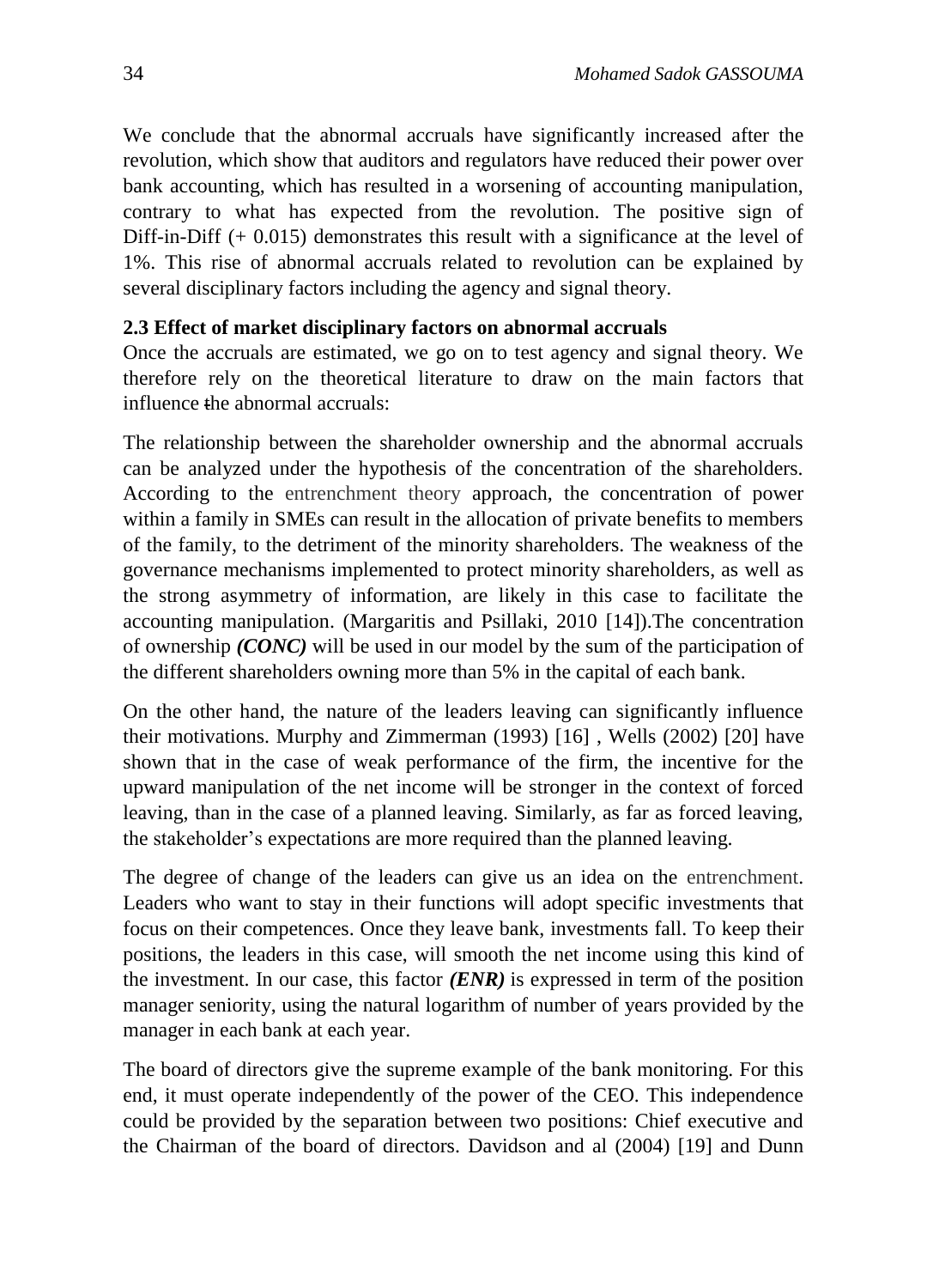We conclude that the abnormal accruals have significantly increased after the revolution, which show that auditors and regulators have reduced their power over bank accounting, which has resulted in a worsening of accounting manipulation, contrary to what has expected from the revolution. The positive sign of Diff-in-Diff (+ 0.015) demonstrates this result with a significance at the level of 1%. This rise of abnormal accruals related to revolution can be explained by several disciplinary factors including the agency and signal theory.

### 2.3 Effect of market disciplinary factors on abnormal accruals

Once the accruals are estimated, we go on to test agency and signal theory. We therefore rely on the theoretical literature to draw on the main factors that influence the abnormal accruals:

The relationship between the shareholder ownership and the abnormal accruals can be analyzed under the hypothesis of the concentration of the shareholders. According to the entrenchment theory approach, the concentration of power within a family in SMEs can result in the allocation of private benefits to members of the family, to the detriment of the minority shareholders. The weakness of the governance mechanisms implemented to protect minority shareholders, as well as the strong asymmetry of information, are likely in this case to facilitate the accounting manipulation. (Margaritis and Psillaki, 2010 [14]).The concentration of ownership ***(CONC)*** will be used in our model by the sum of the participation of the different shareholders owning more than 5% in the capital of each bank.

On the other hand, the nature of the leaders leaving can significantly influence their motivations. Murphy and Zimmerman (1993) [16] , Wells (2002) [20] have shown that in the case of weak performance of the firm, the incentive for the upward manipulation of the net income will be stronger in the context of forced leaving, than in the case of a planned leaving. Similarly, as far as forced leaving, the stakeholder's expectations are more required than the planned leaving.

The degree of change of the leaders can give us an idea on the entrenchment. Leaders who want to stay in their functions will adopt specific investments that focus on their competences. Once they leave bank, investments fall. To keep their positions, the leaders in this case, will smooth the net income using this kind of the investment. In our case, this factor ***(ENR)*** is expressed in term of the position manager seniority, using the natural logarithm of number of years provided by the manager in each bank at each year.

The board of directors give the supreme example of the bank monitoring. For this end, it must operate independently of the power of the CEO. This independence could be provided by the separation between two positions: Chief executive and the Chairman of the board of directors. Davidson and al (2004) [19] and Dunn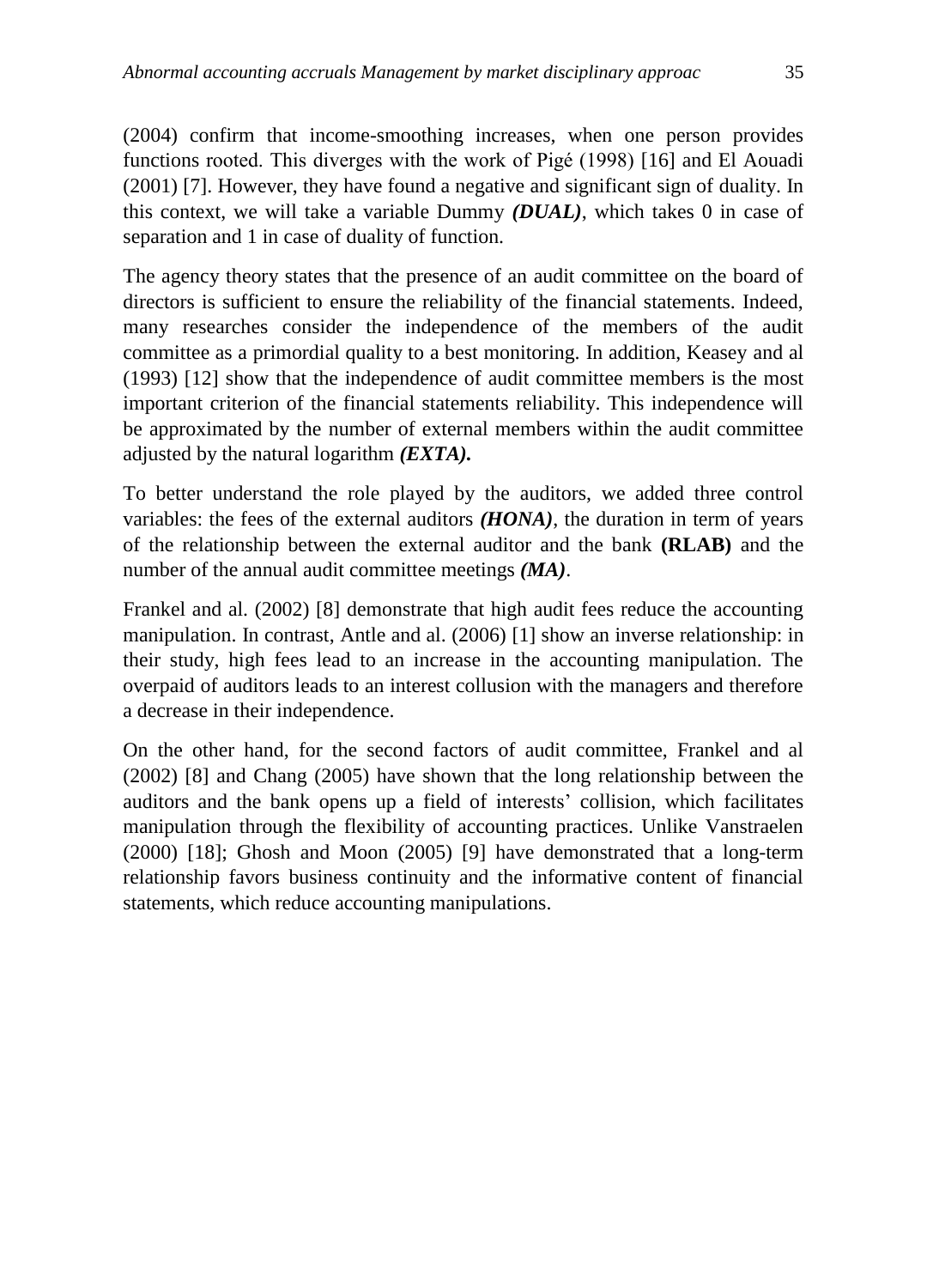(2004) confirm that income-smoothing increases, when one person provides functions rooted. This diverges with the work of Pigé (1998) [16] and El Aouadi (2001) [7]. However, they have found a negative and significant sign of duality. In this context, we will take a variable Dummy ***(DUAL)***, which takes 0 in case of separation and 1 in case of duality of function.

The agency theory states that the presence of an audit committee on the board of directors is sufficient to ensure the reliability of the financial statements. Indeed, many researches consider the independence of the members of the audit committee as a primordial quality to a best monitoring. In addition, Keasey and al (1993) [12] show that the independence of audit committee members is the most important criterion of the financial statements reliability. This independence will be approximated by the number of external members within the audit committee adjusted by the natural logarithm ***(EXTA).***

To better understand the role played by the auditors, we added three control variables: the fees of the external auditors ***(HONA)***, the duration in term of years of the relationship between the external auditor and the bank **(RLAB)** and the number of the annual audit committee meetings ***(MA)***.

Frankel and al. (2002) [8] demonstrate that high audit fees reduce the accounting manipulation. In contrast, Antle and al. (2006) [1] show an inverse relationship: in their study, high fees lead to an increase in the accounting manipulation. The overpaid of auditors leads to an interest collusion with the managers and therefore a decrease in their independence.

On the other hand, for the second factors of audit committee, Frankel and al (2002) [8] and Chang (2005) have shown that the long relationship between the auditors and the bank opens up a field of interests' collision, which facilitates manipulation through the flexibility of accounting practices. Unlike Vanstraelen (2000) [18]; Ghosh and Moon (2005) [9] have demonstrated that a long-term relationship favors business continuity and the informative content of financial statements, which reduce accounting manipulations.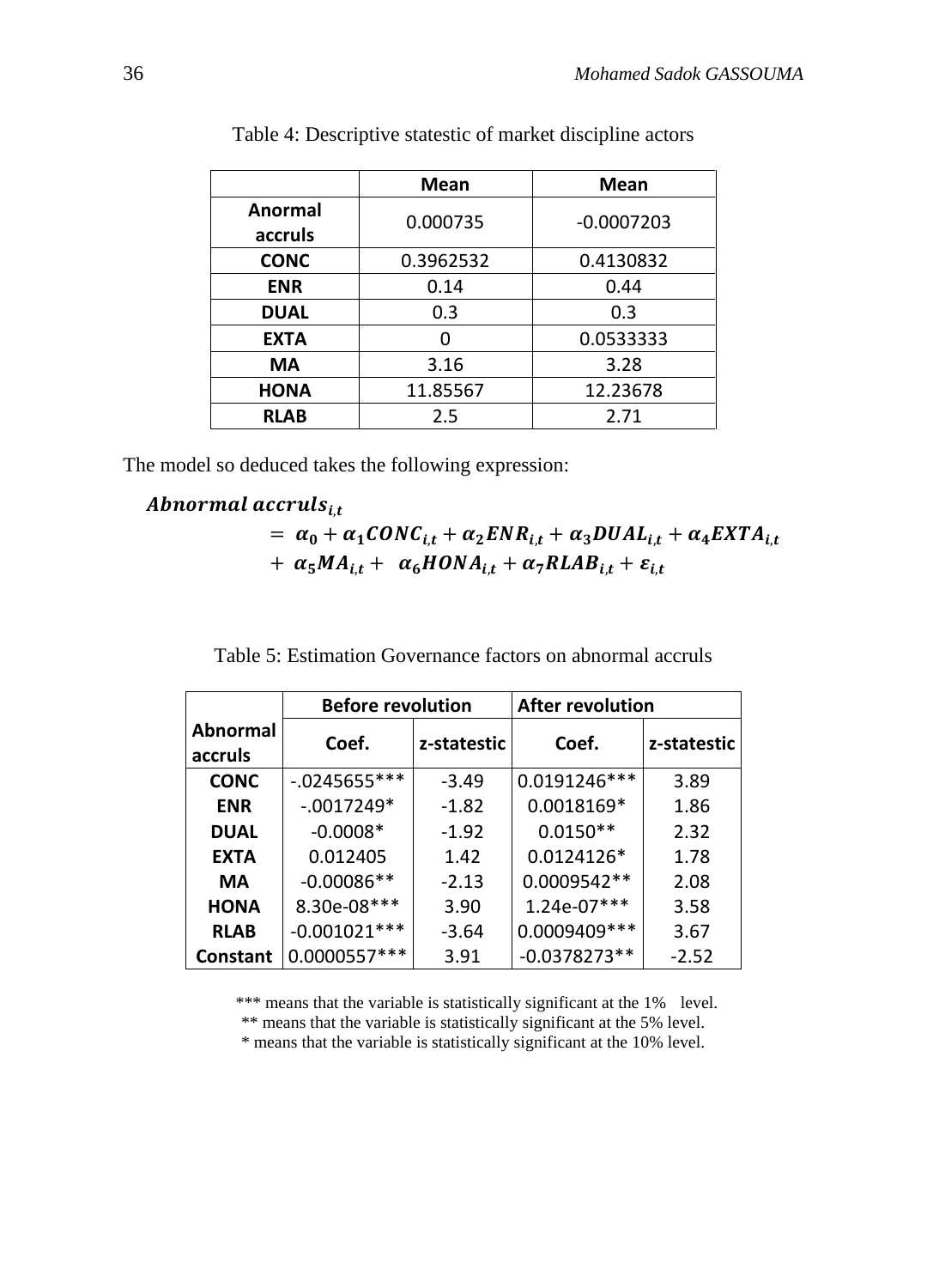Table 4: Descriptive statestic of market discipline actors

| | Mean | Mean |
|---|---|---|
| **Anormal accruls** | 0.000735 | -0.0007203 |
| **CONC** | 0.3962532 | 0.4130832 |
| **ENR** | 0.14 | 0.44 |
| **DUAL** | 0.3 | 0.3 |
| **EXTA** | 0 | 0.0533333 |
| **MA** | 3.16 | 3.28 |
| **HONA** | 11.85567 | 12.23678 |
| **RLAB** | 2.5 | 2.71 |

The model so deduced takes the following expression:

$$\boldsymbol{Abnormal\ accruls_{i,t} = \alpha_0 + \alpha_1 CONC_{i,t} + \alpha_2 ENR_{i,t} + \alpha_3 DUAL_{i,t} + \alpha_4 EXTA_{i,t} + \alpha_5 MA_{i,t} + \alpha_6 HONA_{i,t} + \alpha_7 RLAB_{i,t} + \varepsilon_{i,t}}$$

Table 5: Estimation Governance factors on abnormal accruls

| Abnormal accruls | Before revolution | | After revolution | |
|---|---|---|---|---|
| | Coef. | z-statestic | Coef. | z-statestic |
| **CONC** | -.0245655*** | -3.49 | 0.0191246*** | 3.89 |
| **ENR** | -.0017249* | -1.82 | 0.0018169* | 1.86 |
| **DUAL** | -0.0008* | -1.92 | 0.0150** | 2.32 |
| **EXTA** | 0.012405 | 1.42 | 0.0124126* | 1.78 |
| **MA** | -0.00086** | -2.13 | 0.0009542** | 2.08 |
| **HONA** | 8.30e-08*** | 3.90 | 1.24e-07*** | 3.58 |
| **RLAB** | -0.001021*** | -3.64 | 0.0009409*** | 3.67 |
| **Constant** | 0.0000557*** | 3.91 | -0.0378273** | -2.52 |

*** means that the variable is statistically significant at the 1% level.
** means that the variable is statistically significant at the 5% level.
* means that the variable is statistically significant at the 10% level.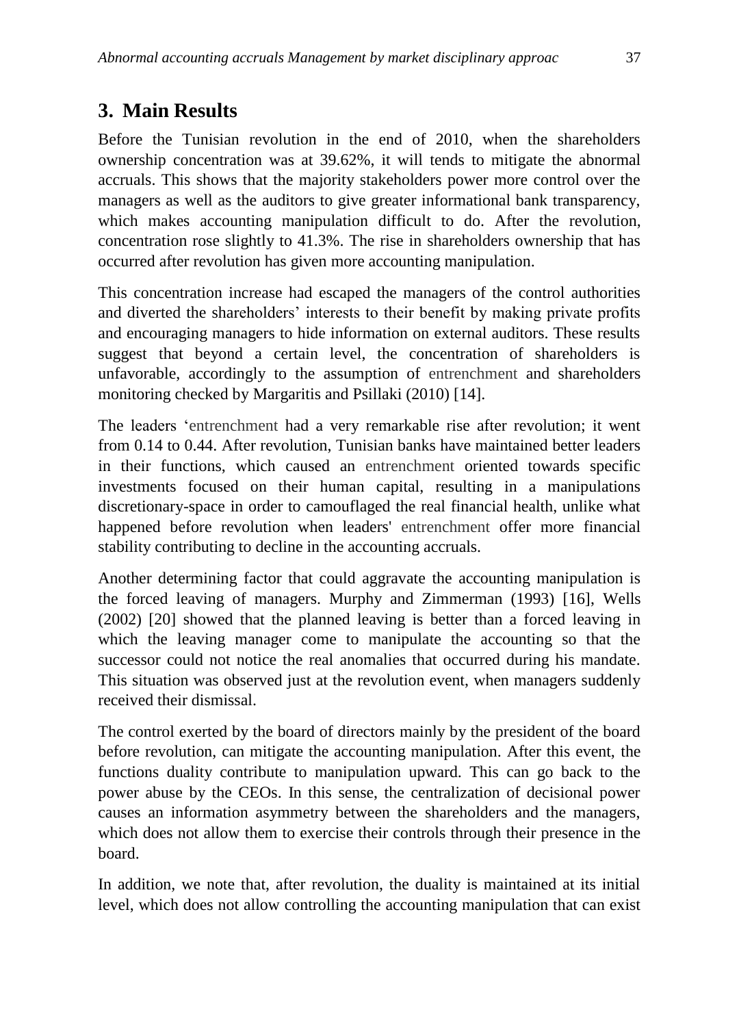## 3. Main Results

Before the Tunisian revolution in the end of 2010, when the shareholders ownership concentration was at 39.62%, it will tends to mitigate the abnormal accruals. This shows that the majority stakeholders power more control over the managers as well as the auditors to give greater informational bank transparency, which makes accounting manipulation difficult to do. After the revolution, concentration rose slightly to 41.3%. The rise in shareholders ownership that has occurred after revolution has given more accounting manipulation.

This concentration increase had escaped the managers of the control authorities and diverted the shareholders' interests to their benefit by making private profits and encouraging managers to hide information on external auditors. These results suggest that beyond a certain level, the concentration of shareholders is unfavorable, accordingly to the assumption of entrenchment and shareholders monitoring checked by Margaritis and Psillaki (2010) [14].

The leaders 'entrenchment had a very remarkable rise after revolution; it went from 0.14 to 0.44. After revolution, Tunisian banks have maintained better leaders in their functions, which caused an entrenchment oriented towards specific investments focused on their human capital, resulting in a manipulations discretionary-space in order to camouflaged the real financial health, unlike what happened before revolution when leaders' entrenchment offer more financial stability contributing to decline in the accounting accruals.

Another determining factor that could aggravate the accounting manipulation is the forced leaving of managers. Murphy and Zimmerman (1993) [16], Wells (2002) [20] showed that the planned leaving is better than a forced leaving in which the leaving manager come to manipulate the accounting so that the successor could not notice the real anomalies that occurred during his mandate. This situation was observed just at the revolution event, when managers suddenly received their dismissal.

The control exerted by the board of directors mainly by the president of the board before revolution, can mitigate the accounting manipulation. After this event, the functions duality contribute to manipulation upward. This can go back to the power abuse by the CEOs. In this sense, the centralization of decisional power causes an information asymmetry between the shareholders and the managers, which does not allow them to exercise their controls through their presence in the board.

In addition, we note that, after revolution, the duality is maintained at its initial level, which does not allow controlling the accounting manipulation that can exist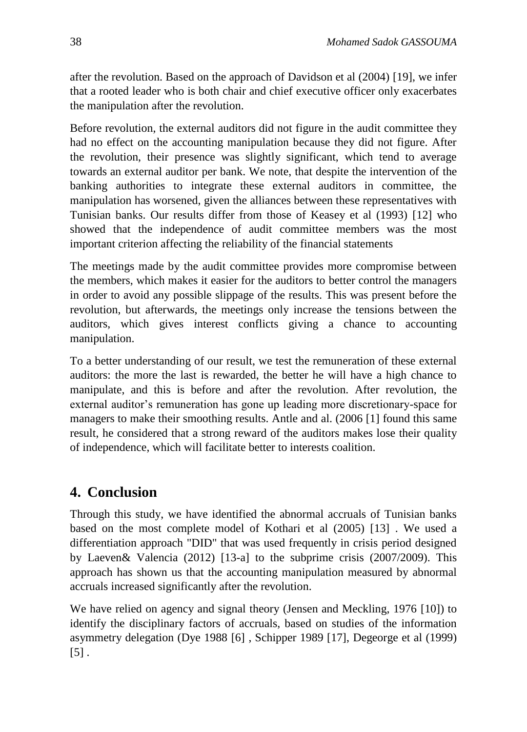after the revolution. Based on the approach of Davidson et al (2004) [19], we infer that a rooted leader who is both chair and chief executive officer only exacerbates the manipulation after the revolution.

Before revolution, the external auditors did not figure in the audit committee they had no effect on the accounting manipulation because they did not figure. After the revolution, their presence was slightly significant, which tend to average towards an external auditor per bank. We note, that despite the intervention of the banking authorities to integrate these external auditors in committee, the manipulation has worsened, given the alliances between these representatives with Tunisian banks. Our results differ from those of Keasey et al (1993) [12] who showed that the independence of audit committee members was the most important criterion affecting the reliability of the financial statements

The meetings made by the audit committee provides more compromise between the members, which makes it easier for the auditors to better control the managers in order to avoid any possible slippage of the results. This was present before the revolution, but afterwards, the meetings only increase the tensions between the auditors, which gives interest conflicts giving a chance to accounting manipulation.

To a better understanding of our result, we test the remuneration of these external auditors: the more the last is rewarded, the better he will have a high chance to manipulate, and this is before and after the revolution. After revolution, the external auditor's remuneration has gone up leading more discretionary-space for managers to make their smoothing results. Antle and al. (2006 [1] found this same result, he considered that a strong reward of the auditors makes lose their quality of independence, which will facilitate better to interests coalition.

## 4. Conclusion

Through this study, we have identified the abnormal accruals of Tunisian banks based on the most complete model of Kothari et al (2005) [13] . We used a differentiation approach "DID" that was used frequently in crisis period designed by Laeven& Valencia (2012) [13-a] to the subprime crisis (2007/2009). This approach has shown us that the accounting manipulation measured by abnormal accruals increased significantly after the revolution.

We have relied on agency and signal theory (Jensen and Meckling, 1976 [10]) to identify the disciplinary factors of accruals, based on studies of the information asymmetry delegation (Dye 1988 [6] , Schipper 1989 [17], Degeorge et al (1999) [5] .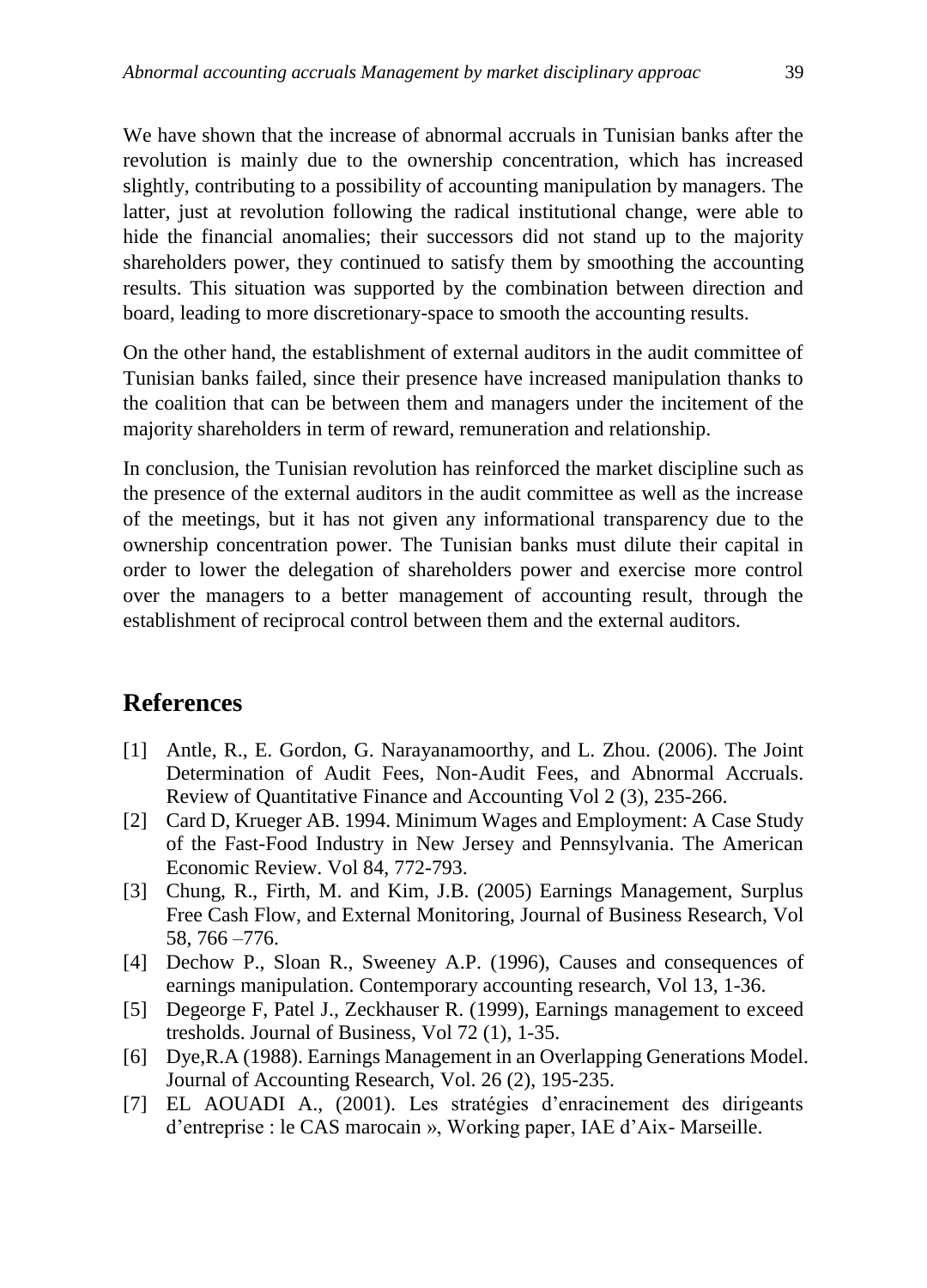We have shown that the increase of abnormal accruals in Tunisian banks after the revolution is mainly due to the ownership concentration, which has increased slightly, contributing to a possibility of accounting manipulation by managers. The latter, just at revolution following the radical institutional change, were able to hide the financial anomalies; their successors did not stand up to the majority shareholders power, they continued to satisfy them by smoothing the accounting results. This situation was supported by the combination between direction and board, leading to more discretionary-space to smooth the accounting results.

On the other hand, the establishment of external auditors in the audit committee of Tunisian banks failed, since their presence have increased manipulation thanks to the coalition that can be between them and managers under the incitement of the majority shareholders in term of reward, remuneration and relationship.

In conclusion, the Tunisian revolution has reinforced the market discipline such as the presence of the external auditors in the audit committee as well as the increase of the meetings, but it has not given any informational transparency due to the ownership concentration power. The Tunisian banks must dilute their capital in order to lower the delegation of shareholders power and exercise more control over the managers to a better management of accounting result, through the establishment of reciprocal control between them and the external auditors.

## References

[1] Antle, R., E. Gordon, G. Narayanamoorthy, and L. Zhou. (2006). The Joint Determination of Audit Fees, Non-Audit Fees, and Abnormal Accruals. Review of Quantitative Finance and Accounting Vol 2 (3), 235-266.

[2] Card D, Krueger AB. 1994. Minimum Wages and Employment: A Case Study of the Fast-Food Industry in New Jersey and Pennsylvania. The American Economic Review. Vol 84, 772-793.

[3] Chung, R., Firth, M. and Kim, J.B. (2005) Earnings Management, Surplus Free Cash Flow, and External Monitoring, Journal of Business Research, Vol 58, 766 –776.

[4] Dechow P., Sloan R., Sweeney A.P. (1996), Causes and consequences of earnings manipulation. Contemporary accounting research, Vol 13, 1-36.

[5] Degeorge F, Patel J., Zeckhauser R. (1999), Earnings management to exceed tresholds. Journal of Business, Vol 72 (1), 1-35.

[6] Dye,R.A (1988). Earnings Management in an Overlapping Generations Model. Journal of Accounting Research, Vol. 26 (2), 195-235.

[7] EL AOUADI A., (2001). Les stratégies d'enracinement des dirigeants d'entreprise : le CAS marocain », Working paper, IAE d'Aix- Marseille.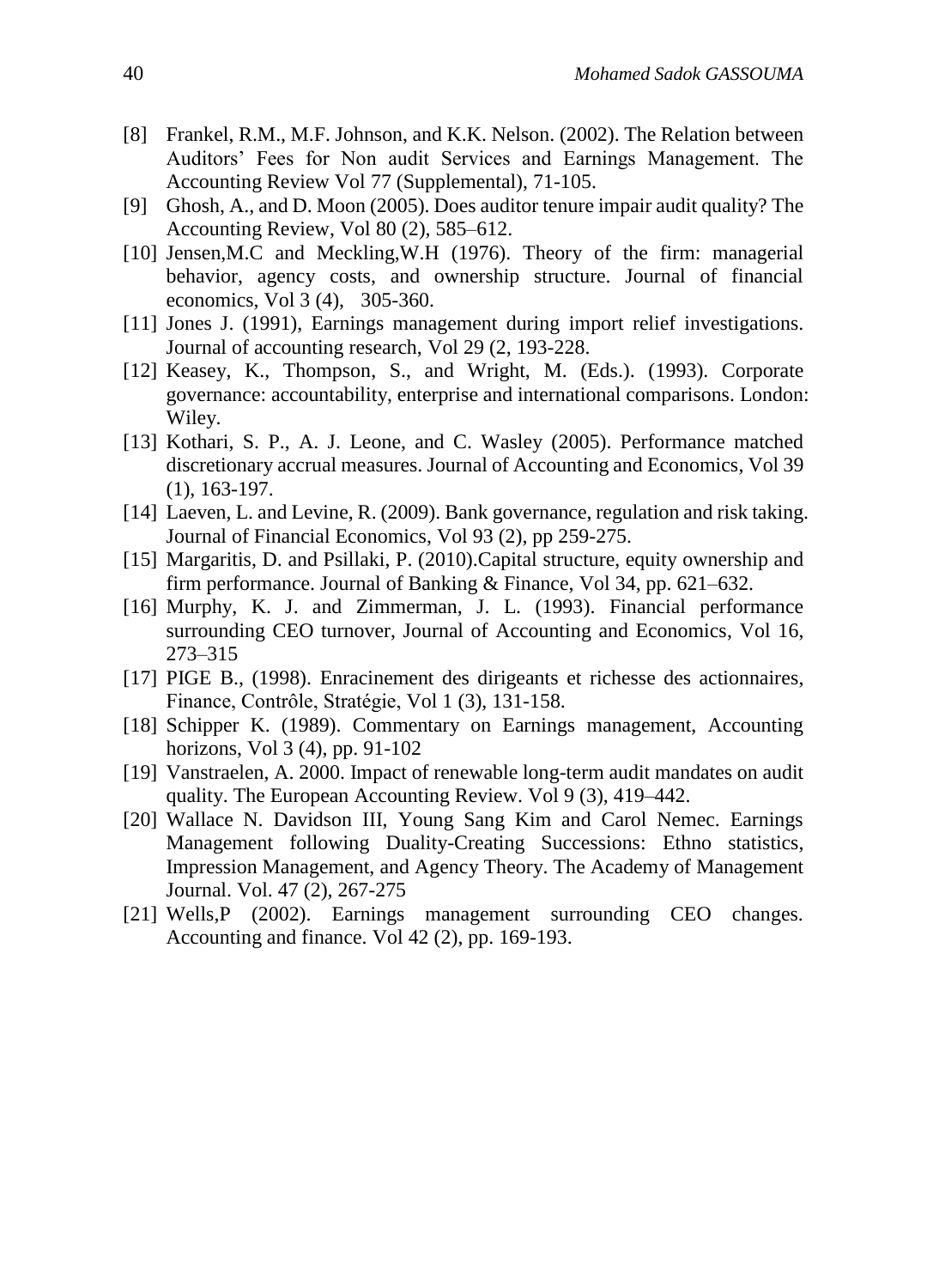[8] Frankel, R.M., M.F. Johnson, and K.K. Nelson. (2002). The Relation between Auditors' Fees for Non audit Services and Earnings Management. The Accounting Review Vol 77 (Supplemental), 71-105.

[9] Ghosh, A., and D. Moon (2005). Does auditor tenure impair audit quality? The Accounting Review, Vol 80 (2), 585–612.

[10] Jensen,M.C and Meckling,W.H (1976). Theory of the firm: managerial behavior, agency costs, and ownership structure. Journal of financial economics, Vol 3 (4), 305-360.

[11] Jones J. (1991), Earnings management during import relief investigations. Journal of accounting research, Vol 29 (2, 193-228.

[12] Keasey, K., Thompson, S., and Wright, M. (Eds.). (1993). Corporate governance: accountability, enterprise and international comparisons. London: Wiley.

[13] Kothari, S. P., A. J. Leone, and C. Wasley (2005). Performance matched discretionary accrual measures. Journal of Accounting and Economics, Vol 39 (1), 163-197.

[14] Laeven, L. and Levine, R. (2009). Bank governance, regulation and risk taking. Journal of Financial Economics, Vol 93 (2), pp 259-275.

[15] Margaritis, D. and Psillaki, P. (2010).Capital structure, equity ownership and firm performance. Journal of Banking & Finance, Vol 34, pp. 621–632.

[16] Murphy, K. J. and Zimmerman, J. L. (1993). Financial performance surrounding CEO turnover, Journal of Accounting and Economics, Vol 16, 273–315

[17] PIGE B., (1998). Enracinement des dirigeants et richesse des actionnaires, Finance, Contrôle, Stratégie, Vol 1 (3), 131-158.

[18] Schipper K. (1989). Commentary on Earnings management, Accounting horizons, Vol 3 (4), pp. 91-102

[19] Vanstraelen, A. 2000. Impact of renewable long-term audit mandates on audit quality. The European Accounting Review. Vol 9 (3), 419–442.

[20] Wallace N. Davidson III, Young Sang Kim and Carol Nemec. Earnings Management following Duality-Creating Successions: Ethno statistics, Impression Management, and Agency Theory. The Academy of Management Journal. Vol. 47 (2), 267-275

[21] Wells,P (2002). Earnings management surrounding CEO changes. Accounting and finance. Vol 42 (2), pp. 169-193.